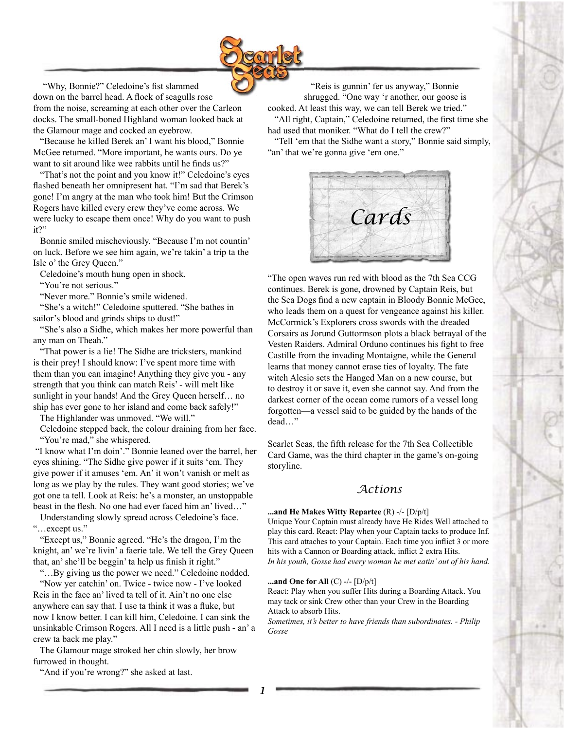"Why, Bonnie?" Celedoine's fist slammed down on the barrel head. A flock of seagulls rose from the noise, screaming at each other over the Carleon docks. The small-boned Highland woman looked back at the Glamour mage and cocked an eyebrow.

"Because he killed Berek an' I want his blood," Bonnie McGee returned. "More important, he wants ours. Do ye want to sit around like wee rabbits until he finds us?"

"That's not the point and you know it!" Celedoine's eyes flashed beneath her omnipresent hat. "I'm sad that Berek's gone! I'm angry at the man who took him! But the Crimson Rogers have killed every crew they've come across. We were lucky to escape them once! Why do you want to push it?"

Bonnie smiled mischeviously. "Because I'm not countin' on luck. Before we see him again, we're takin' a trip ta the Isle o' the Grey Queen."

Celedoine's mouth hung open in shock.

"You're not serious."

"Never more." Bonnie's smile widened.

"She's a witch!" Celedoine sputtered. "She bathes in sailor's blood and grinds ships to dust!"

"She's also a Sidhe, which makes her more powerful than any man on Theah."

"That power is a lie! The Sidhe are tricksters, mankind is their prey! I should know: I've spent more time with them than you can imagine! Anything they give you - any strength that you think can match Reis' - will melt like sunlight in your hands! And the Grey Queen herself… no ship has ever gone to her island and come back safely!"

The Highlander was unmoved. "We will."

Celedoine stepped back, the colour draining from her face. "You're mad," she whispered.

"I know what I'm doin'." Bonnie leaned over the barrel, her eyes shining. "The Sidhe give power if it suits 'em. They give power if it amuses 'em. An' it won't vanish or melt as long as we play by the rules. They want good stories; we've got one ta tell. Look at Reis: he's a monster, an unstoppable beast in the flesh. No one had ever faced him an' lived…"

Understanding slowly spread across Celedoine's face. "…except us."

"Except us," Bonnie agreed. "He's the dragon, I'm the knight, an' we're livin' a faerie tale. We tell the Grey Queen that, an' she'll be beggin' ta help us finish it right."

"…By giving us the power we need." Celedoine nodded.

"Now yer catchin' on. Twice - twice now - I've looked Reis in the face an' lived ta tell of it. Ain't no one else anywhere can say that. I use ta think it was a fluke, but now I know better. I can kill him, Celedoine. I can sink the unsinkable Crimson Rogers. All I need is a little push - an' a crew ta back me play."

The Glamour mage stroked her chin slowly, her brow furrowed in thought.

"And if you're wrong?" she asked at last.

"Reis is gunnin' fer us anyway," Bonnie shrugged. "One way 'r another, our goose is cooked. At least this way, we can tell Berek we tried."

"All right, Captain," Celedoine returned, the first time she had used that moniker. "What do I tell the crew?"

"Tell 'em that the Sidhe want a story," Bonnie said simply, "an' that we're gonna give 'em one."

# Cards

"The open waves run red with blood as the 7th Sea CCG continues. Berek is gone, drowned by Captain Reis, but the Sea Dogs find a new captain in Bloody Bonnie McGee, who leads them on a quest for vengeance against his killer. McCormick's Explorers cross swords with the dreaded Corsairs as Jorund Guttormson plots a black betrayal of the Vesten Raiders. Admiral Orduno continues his fight to free Castille from the invading Montaigne, while the General learns that money cannot erase ties of loyalty. The fate witch Alesio sets the Hanged Man on a new course, but to destroy it or save it, even she cannot say. And from the darkest corner of the ocean come rumors of a vessel long forgotten—a vessel said to be guided by the hands of the dead…"

Scarlet Seas, the fifth release for the 7th Sea Collectible Card Game, was the third chapter in the game's on-going storyline.

## Actions

**...and He Makes Witty Repartee** (R) -/- [D/p/t]
Unique Your Captain must already have He Rides Well attached to play this card. React: Play when your Captain tacks to produce Inf. This card attaches to your Captain. Each time you inflict 3 or more hits with a Cannon or Boarding attack, inflict 2 extra Hits.
*In his youth, Gosse had every woman he met eatin' out of his hand.*

**...and One for All** (C) -/- [D/p/t]
React: Play when you suffer Hits during a Boarding Attack. You may tack or sink Crew other than your Crew in the Boarding Attack to absorb Hits.
*Sometimes, it's better to have friends than subordinates. - Philip Gosse*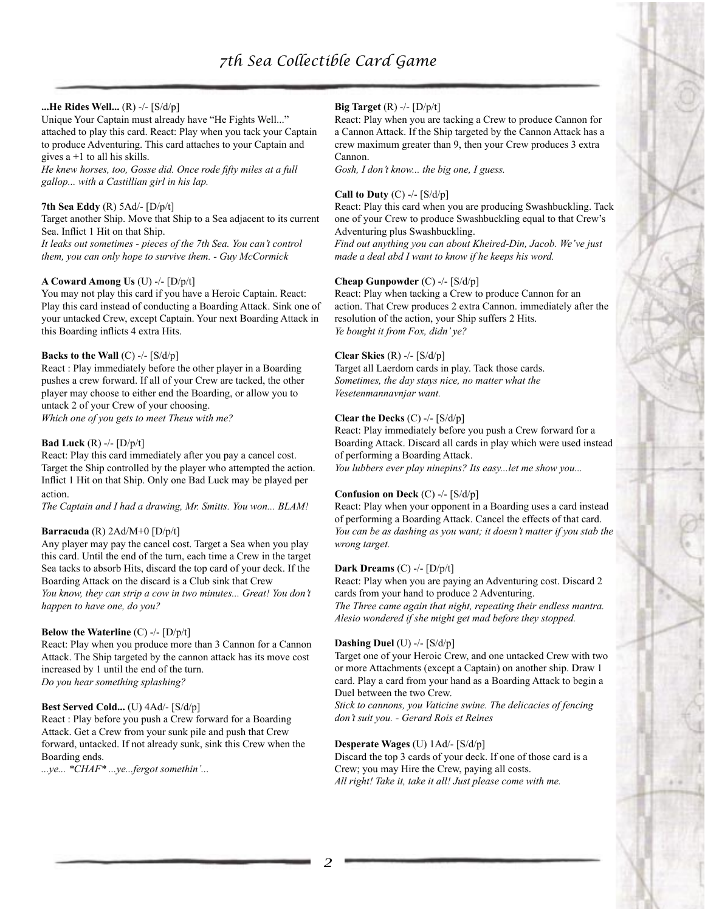**...He Rides Well...** (R) -/- [S/d/p]
Unique Your Captain must already have "He Fights Well..." attached to play this card. React: Play when you tack your Captain to produce Adventuring. This card attaches to your Captain and gives a +1 to all his skills.
*He knew horses, too, Gosse did. Once rode fifty miles at a full gallop... with a Castillian girl in his lap.*

**7th Sea Eddy** (R) 5Ad/- [D/p/t]
Target another Ship. Move that Ship to a Sea adjacent to its current Sea. Inflict 1 Hit on that Ship.
*It leaks out sometimes - pieces of the 7th Sea. You can't control them, you can only hope to survive them. - Guy McCormick*

**A Coward Among Us** (U) -/- [D/p/t]
You may not play this card if you have a Heroic Captain. React: Play this card instead of conducting a Boarding Attack. Sink one of your untacked Crew, except Captain. Your next Boarding Attack in this Boarding inflicts 4 extra Hits.

**Backs to the Wall** (C) -/- [S/d/p]
React : Play immediately before the other player in a Boarding pushes a crew forward. If all of your Crew are tacked, the other player may choose to either end the Boarding, or allow you to untack 2 of your Crew of your choosing.
*Which one of you gets to meet Theus with me?*

**Bad Luck** (R) -/- [D/p/t]
React: Play this card immediately after you pay a cancel cost. Target the Ship controlled by the player who attempted the action. Inflict 1 Hit on that Ship. Only one Bad Luck may be played per action.
*The Captain and I had a drawing, Mr. Smitts. You won... BLAM!*

**Barracuda** (R) 2Ad/M+0 [D/p/t]
Any player may pay the cancel cost. Target a Sea when you play this card. Until the end of the turn, each time a Crew in the target Sea tacks to absorb Hits, discard the top card of your deck. If the Boarding Attack on the discard is a Club sink that Crew
*You know, they can strip a cow in two minutes... Great! You don't happen to have one, do you?*

**Below the Waterline** (C) -/- [D/p/t]
React: Play when you produce more than 3 Cannon for a Cannon Attack. The Ship targeted by the cannon attack has its move cost increased by 1 until the end of the turn.
*Do you hear something splashing?*

**Best Served Cold...** (U) 4Ad/- [S/d/p]
React : Play before you push a Crew forward for a Boarding Attack. Get a Crew from your sunk pile and push that Crew forward, untacked. If not already sunk, sink this Crew when the Boarding ends.
*...ye... *CHAF* ...ye...fergot somethin'...*

**Big Target** (R) -/- [D/p/t]
React: Play when you are tacking a Crew to produce Cannon for a Cannon Attack. If the Ship targeted by the Cannon Attack has a crew maximum greater than 9, then your Crew produces 3 extra Cannon.
*Gosh, I don't know... the big one, I guess.*

**Call to Duty** (C) -/- [S/d/p]
React: Play this card when you are producing Swashbuckling. Tack one of your Crew to produce Swashbuckling equal to that Crew's Adventuring plus Swashbuckling.
*Find out anything you can about Kheired-Din, Jacob. We've just made a deal abd I want to know if he keeps his word.*

**Cheap Gunpowder** (C) -/- [S/d/p]
React: Play when tacking a Crew to produce Cannon for an action. That Crew produces 2 extra Cannon. immediately after the resolution of the action, your Ship suffers 2 Hits.
*Ye bought it from Fox, didn' ye?*

**Clear Skies** (R) -/- [S/d/p]
Target all Laerdom cards in play. Tack those cards.
*Sometimes, the day stays nice, no matter what the Vesetenmannavnjar want.*

**Clear the Decks** (C) -/- [S/d/p]
React: Play immediately before you push a Crew forward for a Boarding Attack. Discard all cards in play which were used instead of performing a Boarding Attack.
*You lubbers ever play ninepins? Its easy...let me show you...*

**Confusion on Deck** (C) -/- [S/d/p]
React: Play when your opponent in a Boarding uses a card instead of performing a Boarding Attack. Cancel the effects of that card.
*You can be as dashing as you want; it doesn't matter if you stab the wrong target.*

**Dark Dreams** (C) -/- [D/p/t]
React: Play when you are paying an Adventuring cost. Discard 2 cards from your hand to produce 2 Adventuring.
*The Three came again that night, repeating their endless mantra. Alesio wondered if she might get mad before they stopped.*

**Dashing Duel** (U) -/- [S/d/p]
Target one of your Heroic Crew, and one untacked Crew with two or more Attachments (except a Captain) on another ship. Draw 1 card. Play a card from your hand as a Boarding Attack to begin a Duel between the two Crew.
*Stick to cannons, you Vaticine swine. The delicacies of fencing don't suit you. - Gerard Rois et Reines*

**Desperate Wages** (U) 1Ad/- [S/d/p]
Discard the top 3 cards of your deck. If one of those card is a Crew; you may Hire the Crew, paying all costs.
*All right! Take it, take it all! Just please come with me.*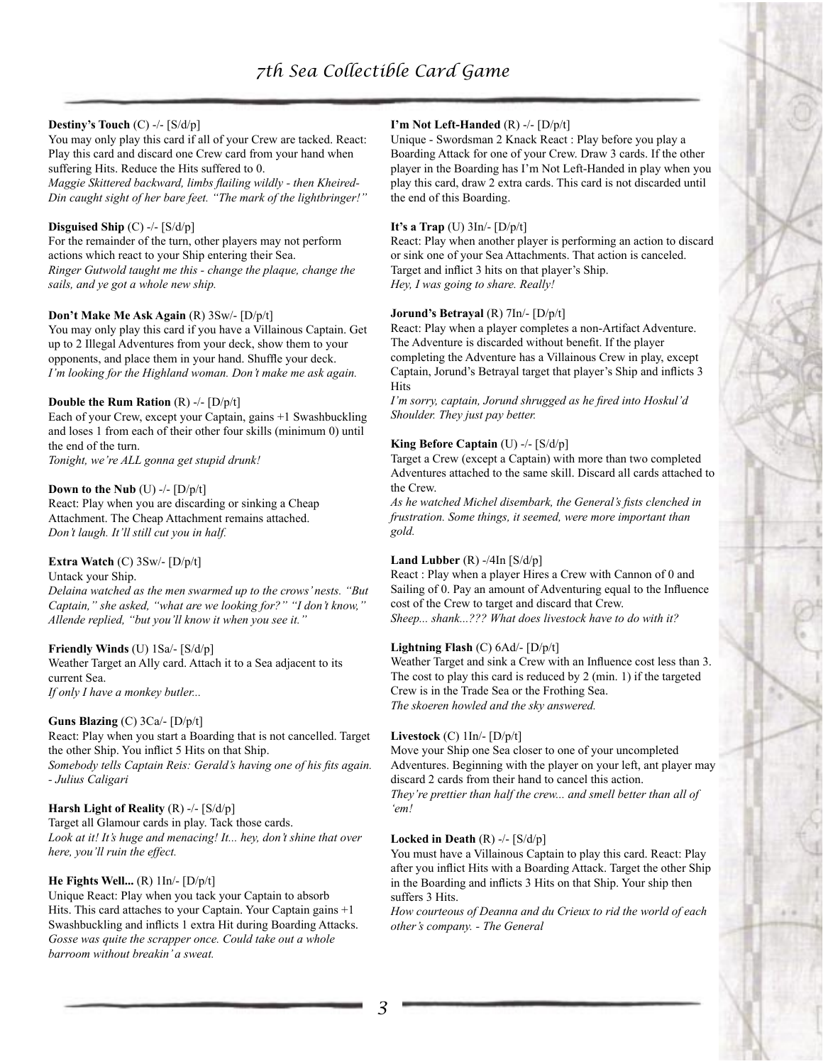**Destiny's Touch** (C) -/- [S/d/p]
You may only play this card if all of your Crew are tacked. React: Play this card and discard one Crew card from your hand when suffering Hits. Reduce the Hits suffered to 0.
*Maggie Skittered backward, limbs flailing wildly - then Kheired-Din caught sight of her bare feet. "The mark of the lightbringer!"*

**Disguised Ship** (C) -/- [S/d/p]
For the remainder of the turn, other players may not perform actions which react to your Ship entering their Sea.
*Ringer Gutwold taught me this - change the plaque, change the sails, and ye got a whole new ship.*

**Don't Make Me Ask Again** (R) 3Sw/- [D/p/t]
You may only play this card if you have a Villainous Captain. Get up to 2 Illegal Adventures from your deck, show them to your opponents, and place them in your hand. Shuffle your deck.
*I'm looking for the Highland woman. Don't make me ask again.*

**Double the Rum Ration** (R) -/- [D/p/t]
Each of your Crew, except your Captain, gains +1 Swashbuckling and loses 1 from each of their other four skills (minimum 0) until the end of the turn.
*Tonight, we're ALL gonna get stupid drunk!*

**Down to the Nub** (U) -/- [D/p/t]
React: Play when you are discarding or sinking a Cheap Attachment. The Cheap Attachment remains attached.
*Don't laugh. It'll still cut you in half.*

**Extra Watch** (C) 3Sw/- [D/p/t]
Untack your Ship.
*Delaina watched as the men swarmed up to the crows' nests. "But Captain," she asked, "what are we looking for?" "I don't know," Allende replied, "but you'll know it when you see it."*

**Friendly Winds** (U) 1Sa/- [S/d/p]
Weather Target an Ally card. Attach it to a Sea adjacent to its current Sea.
*If only I have a monkey butler...*

**Guns Blazing** (C) 3Ca/- [D/p/t]
React: Play when you start a Boarding that is not cancelled. Target the other Ship. You inflict 5 Hits on that Ship.
*Somebody tells Captain Reis: Gerald's having one of his fits again. - Julius Caligari*

**Harsh Light of Reality** (R) -/- [S/d/p]
Target all Glamour cards in play. Tack those cards.
*Look at it! It's huge and menacing! It... hey, don't shine that over here, you'll ruin the effect.*

**He Fights Well...** (R) 1In/- [D/p/t]
Unique React: Play when you tack your Captain to absorb Hits. This card attaches to your Captain. Your Captain gains +1 Swashbuckling and inflicts 1 extra Hit during Boarding Attacks.
*Gosse was quite the scrapper once. Could take out a whole barroom without breakin' a sweat.*

**I'm Not Left-Handed** (R) -/- [D/p/t]
Unique - Swordsman 2 Knack React : Play before you play a Boarding Attack for one of your Crew. Draw 3 cards. If the other player in the Boarding has I'm Not Left-Handed in play when you play this card, draw 2 extra cards. This card is not discarded until the end of this Boarding.

**It's a Trap** (U) 3In/- [D/p/t]
React: Play when another player is performing an action to discard or sink one of your Sea Attachments. That action is canceled. Target and inflict 3 hits on that player's Ship.
*Hey, I was going to share. Really!*

**Jorund's Betrayal** (R) 7In/- [D/p/t]
React: Play when a player completes a non-Artifact Adventure. The Adventure is discarded without benefit. If the player completing the Adventure has a Villainous Crew in play, except Captain, Jorund's Betrayal target that player's Ship and inflicts 3 Hits
*I'm sorry, captain, Jorund shrugged as he fired into Hoskul'd Shoulder. They just pay better.*

**King Before Captain** (U) -/- [S/d/p]
Target a Crew (except a Captain) with more than two completed Adventures attached to the same skill. Discard all cards attached to the Crew.
*As he watched Michel disembark, the General's fists clenched in frustration. Some things, it seemed, were more important than gold.*

**Land Lubber** (R) -/4In [S/d/p]
React : Play when a player Hires a Crew with Cannon of 0 and Sailing of 0. Pay an amount of Adventuring equal to the Influence cost of the Crew to target and discard that Crew.
*Sheep... shank...??? What does livestock have to do with it?*

**Lightning Flash** (C) 6Ad/- [D/p/t]
Weather Target and sink a Crew with an Influence cost less than 3. The cost to play this card is reduced by 2 (min. 1) if the targeted Crew is in the Trade Sea or the Frothing Sea.
*The skoeren howled and the sky answered.*

**Livestock** (C) 1In/- [D/p/t]
Move your Ship one Sea closer to one of your uncompleted Adventures. Beginning with the player on your left, ant player may discard 2 cards from their hand to cancel this action.
*They're prettier than half the crew... and smell better than all of 'em!*

**Locked in Death** (R) -/- [S/d/p]
You must have a Villainous Captain to play this card. React: Play after you inflict Hits with a Boarding Attack. Target the other Ship in the Boarding and inflicts 3 Hits on that Ship. Your ship then suffers 3 Hits.
*How courteous of Deanna and du Crieux to rid the world of each other's company. - The General*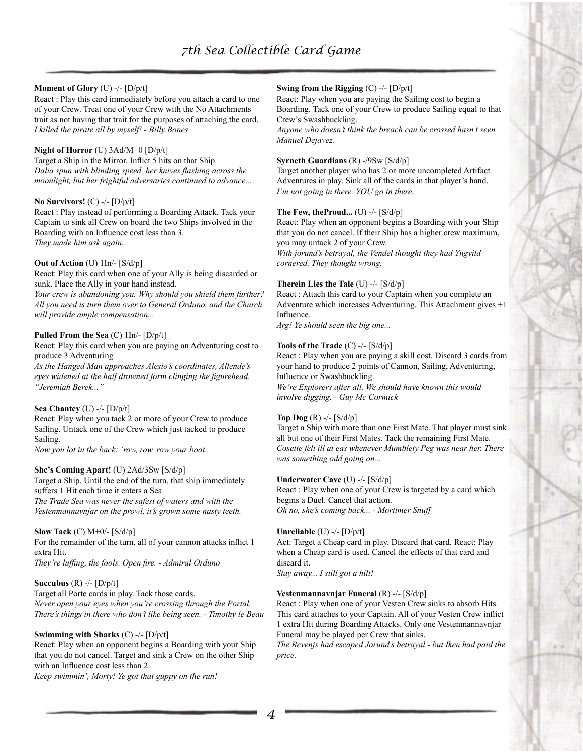**Moment of Glory** (U) -/- [D/p/t]
React : Play this card immediately before you attach a card to one of your Crew. Treat one of your Crew with the No Attachments trait as not having that trait for the purposes of attaching the card.
*I killed the pirate all by myself! - Billy Bones*

**Night of Horror** (U) 3Ad/M+0 [D/p/t]
Target a Ship in the Mirror. Inflict 5 hits on that Ship.
*Dalia spun with blinding speed, her knives flashing across the moonlight, but her frightful adversaries continued to advance...*

**No Survivors!** (C) -/- [D/p/t]
React : Play instead of performing a Boarding Attack. Tack your Captain to sink all Crew on board the two Ships involved in the Boarding with an Influence cost less than 3.
*They made him ask again.*

**Out of Action** (U) 1In/- [S/d/p]
React: Play this card when one of your Ally is being discarded or sunk. Place the Ally in your hand instead.
*Your crew is abandoning you. Why should you shield them further? All you need is turn them over to General Orduno, and the Church will provide ample compensation...*

**Pulled From the Sea** (C) 1In/- [D/p/t]
React: Play this card when you are paying an Adventuring cost to produce 3 Adventuring
*As the Hanged Man approaches Alesio's coordinates, Allende's eyes widened at the half drowned form clinging the figurehead. "Jeremiah Berek..."*

**Sea Chantey** (U) -/- [D/p/t]
React: Play when you tack 2 or more of your Crew to produce Sailing. Untack one of the Crew which just tacked to produce Sailing.
*Now you lot in the back: 'row, row, row your boat...*

**She's Coming Apart!** (U) 2Ad/3Sw [S/d/p]
Target a Ship. Until the end of the turn, that ship immediately suffers 1 Hit each time it enters a Sea.
*The Trade Sea was never the safest of waters and with the Vestenmannavnjar on the prowl, it's grown some nasty teeth.*

**Slow Tack** (C) M+0/- [S/d/p]
For the remainder of the turn, all of your cannon attacks inflict 1 extra Hit.
*They're luffing, the fools. Open fire. - Admiral Orduno*

**Succubus** (R) -/- [D/p/t]
Target all Porte cards in play. Tack those cards.
*Never open your eyes when you're crossing through the Portal. There's things in there who don't like being seen. - Timothy le Beau*

**Swimming with Sharks** (C) -/- [D/p/t]
React: Play when an opponent begins a Boarding with your Ship that you do not cancel. Target and sink a Crew on the other Ship with an Influence cost less than 2.
*Keep swimmin', Morty! Ye got that guppy on the run!*

**Swing from the Rigging** (C) -/- [D/p/t]
React: Play when you are paying the Sailing cost to begin a Boarding. Tack one of your Crew to produce Sailing equal to that Crew's Swashbuckling.
*Anyone who doesn't think the breach can be crossed hasn't seen Manuel Dejavez.*

**Syrneth Guardians** (R) -/9Sw [S/d/p]
Target another player who has 2 or more uncompleted Artifact Adventures in play. Sink all of the cards in that player's hand.
*I'm not going in there. YOU go in there...*

**The Few, theProud...** (U) -/- [S/d/p]
React: Play when an opponent begins a Boarding with your Ship that you do not cancel. If their Ship has a higher crew maximum, you may untack 2 of your Crew.
*With jorund's betrayal, the Vendel thought they had Yngvild cornered. They thought wrong.*

**Therein Lies the Tale** (U) -/- [S/d/p]
React : Attach this card to your Captain when you complete an Adventure which increases Adventuring. This Attachment gives +1 Influence.
*Arg! Ye should seen the big one...*

**Tools of the Trade** (C) -/- [S/d/p]
React : Play when you are paying a skill cost. Discard 3 cards from your hand to produce 2 points of Cannon, Sailing, Adventuring, Influence or Swashbuckling.
*We're Explorers after all. We should have known this would involve digging. - Guy Mc Cormick*

**Top Dog** (R) -/- [S/d/p]
Target a Ship with more than one First Mate. That player must sink all but one of their First Mates. Tack the remaining First Mate.
*Cosette felt ill at eas whenever Mumblety Peg was near her. There was something odd going on...*

**Underwater Cave** (U) -/- [S/d/p]
React : Play when one of your Crew is targeted by a card which begins a Duel. Cancel that action.
*Oh no, she's coming back... - Mortimer Snuff*

**Unreliable** (U) -/- [D/p/t]
Act: Target a Cheap card in play. Discard that card. React: Play when a Cheap card is used. Cancel the effects of that card and discard it.
*Stay away... I still got a hilt!*

**Vestenmannavnjar Funeral** (R) -/- [S/d/p]
React : Play when one of your Vesten Crew sinks to absorb Hits. This card attaches to your Captain. All of your Vesten Crew inflict 1 extra Hit during Boarding Attacks. Only one Vestenmannavnjar Funeral may be played per Crew that sinks.
*The Revenjs had escaped Jorund's betrayal - but Iken had paid the price.*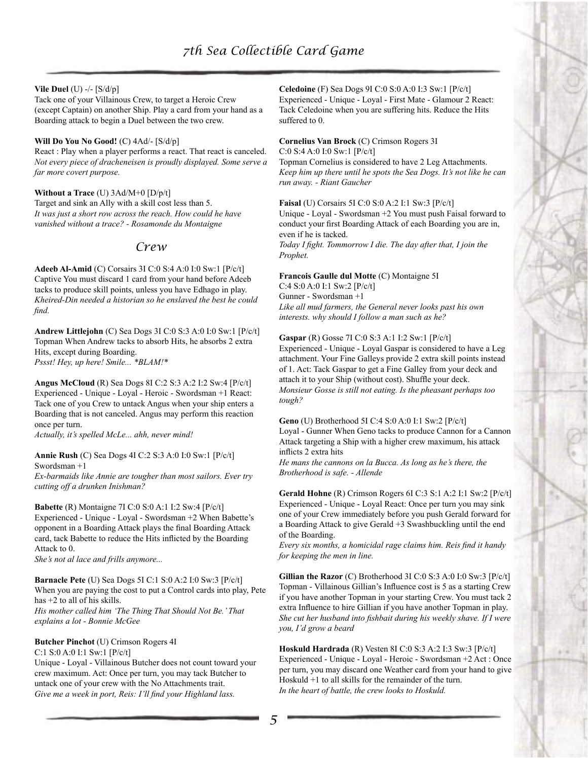**Vile Duel** (U) -/- [S/d/p]
Tack one of your Villainous Crew, to target a Heroic Crew (except Captain) on another Ship. Play a card from your hand as a Boarding attack to begin a Duel between the two crew.

**Will Do You No Good!** (C) 4Ad/- [S/d/p]
React : Play when a player performs a react. That react is canceled.
*Not every piece of dracheneisen is proudly displayed. Some serve a far more covert purpose.*

**Without a Trace** (U) 3Ad/M+0 [D/p/t]
Target and sink an Ally with a skill cost less than 5.
*It was just a short row across the reach. How could he have vanished without a trace? - Rosamonde du Montaigne*

## Crew

**Adeeb Al-Amid** (C) Corsairs 3I C:0 S:4 A:0 I:0 Sw:1 [P/c/t]
Captive You must discard 1 card from your hand before Adeeb tacks to produce skill points, unless you have Edhago in play.
*Kheired-Din needed a historian so he enslaved the best he could find.*

**Andrew Littlejohn** (C) Sea Dogs 3I C:0 S:3 A:0 I:0 Sw:1 [P/c/t]
Topman When Andrew tacks to absorb Hits, he absorbs 2 extra Hits, except during Boarding.
*Pssst! Hey, up here! Smile... *BLAM!**

**Angus McCloud** (R) Sea Dogs 8I C:2 S:3 A:2 I:2 Sw:4 [P/c/t]
Experienced - Unique - Loyal - Heroic - Swordsman +1 React: Tack one of you Crew to untack Angus when your ship enters a Boarding that is not canceled. Angus may perform this reaction once per turn.
*Actually, it's spelled McLe... ahh, never mind!*

**Annie Rush** (C) Sea Dogs 4I C:2 S:3 A:0 I:0 Sw:1 [P/c/t]
Swordsman +1
*Ex-barmaids like Annie are tougher than most sailors. Ever try cutting off a drunken Inishman?*

**Babette** (R) Montaigne 7I C:0 S:0 A:1 I:2 Sw:4 [P/c/t]
Experienced - Unique - Loyal - Swordsman +2 When Babette's opponent in a Boarding Attack plays the final Boarding Attack card, tack Babette to reduce the Hits inflicted by the Boarding Attack to 0.
*She's not al lace and frills anymore...*

**Barnacle Pete** (U) Sea Dogs 5I C:1 S:0 A:2 I:0 Sw:3 [P/c/t]
When you are paying the cost to put a Control cards into play, Pete has +2 to all of his skills.
*His mother called him 'The Thing That Should Not Be.' That explains a lot - Bonnie McGee*

**Butcher Pinchot** (U) Crimson Rogers 4I
C:1 S:0 A:0 I:1 Sw:1 [P/c/t]
Unique - Loyal - Villainous Butcher does not count toward your crew maximum. Act: Once per turn, you may tack Butcher to untack one of your crew with the No Attachments trait.
*Give me a week in port, Reis: I'll find your Highland lass.*

**Celedoine** (F) Sea Dogs 9I C:0 S:0 A:0 I:3 Sw:1 [P/c/t]
Experienced - Unique - Loyal - First Mate - Glamour 2 React: Tack Celedoine when you are suffering hits. Reduce the Hits suffered to 0.

**Cornelius Van Brock** (C) Crimson Rogers 3I
C:0 S:4 A:0 I:0 Sw:1 [P/c/t]
Topman Cornelius is considered to have 2 Leg Attachments.
*Keep him up there until he spots the Sea Dogs. It's not like he can run away. - Riant Gaucher*

**Faisal** (U) Corsairs 5I C:0 S:0 A:2 I:1 Sw:3 [P/c/t]
Unique - Loyal - Swordsman +2 You must push Faisal forward to conduct your first Boarding Attack of each Boarding you are in, even if he is tacked.
*Today I fight. Tommorrow I die. The day after that, I join the Prophet.*

**Francois Gaulle dul Motte** (C) Montaigne 5I
C:4 S:0 A:0 I:1 Sw:2 [P/c/t]
Gunner - Swordsman +1
*Like all mud farmers, the General never looks past his own interests. why should I follow a man such as he?*

**Gaspar** (R) Gosse 7I C:0 S:3 A:1 I:2 Sw:1 [P/c/t]
Experienced - Unique - Loyal Gaspar is considered to have a Leg attachment. Your Fine Galleys provide 2 extra skill points instead of 1. Act: Tack Gaspar to get a Fine Galley from your deck and attach it to your Ship (without cost). Shuffle your deck.
*Monsieur Gosse is still not eating. Is the pheasant perhaps too tough?*

**Geno** (U) Brotherhood 5I C:4 S:0 A:0 I:1 Sw:2 [P/c/t]
Loyal - Gunner When Geno tacks to produce Cannon for a Cannon Attack targeting a Ship with a higher crew maximum, his attack inflicts 2 extra hits
*He mans the cannons on la Bucca. As long as he's there, the Brotherhood is safe. - Allende*

**Gerald Hohne** (R) Crimson Rogers 6I C:3 S:1 A:2 I:1 Sw:2 [P/c/t]
Experienced - Unique - Loyal React: Once per turn you may sink one of your Crew immediately before you push Gerald forward for a Boarding Attack to give Gerald +3 Swashbuckling until the end of the Boarding.
*Every six months, a homicidal rage claims him. Reis find it handy for keeping the men in line.*

**Gillian the Razor** (C) Brotherhood 3I C:0 S:3 A:0 I:0 Sw:3 [P/c/t]
Topman - Villainous Gillian's Influence cost is 5 as a starting Crew if you have another Topman in your starting Crew. You must tack 2 extra Influence to hire Gillian if you have another Topman in play.
*She cut her husband into fishbait during his weekly shave. If I were you, I'd grow a beard*

**Hoskuld Hardrada** (R) Vesten 8I C:0 S:3 A:2 I:3 Sw:3 [P/c/t]
Experienced - Unique - Loyal - Heroic - Swordsman +2 Act : Once per turn, you may discard one Weather card from your hand to give Hoskuld +1 to all skills for the remainder of the turn.
*In the heart of battle, the crew looks to Hoskuld.*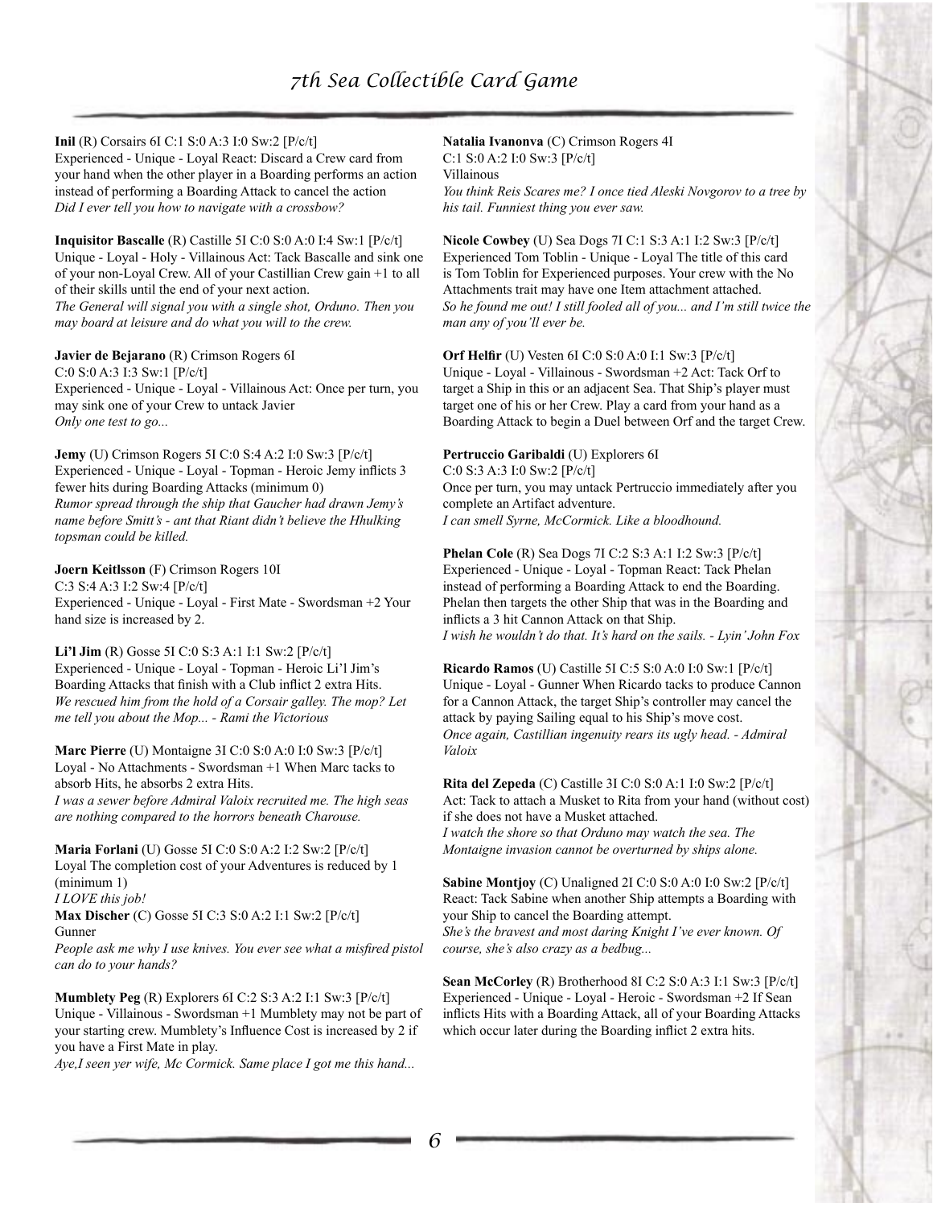**Inil** (R) Corsairs 6I C:1 S:0 A:3 I:0 Sw:2 [P/c/t]
Experienced - Unique - Loyal React: Discard a Crew card from your hand when the other player in a Boarding performs an action instead of performing a Boarding Attack to cancel the action
*Did I ever tell you how to navigate with a crossbow?*

**Inquisitor Bascalle** (R) Castille 5I C:0 S:0 A:0 I:4 Sw:1 [P/c/t]
Unique - Loyal - Holy - Villainous Act: Tack Bascalle and sink one of your non-Loyal Crew. All of your Castillian Crew gain +1 to all of their skills until the end of your next action.
*The General will signal you with a single shot, Orduno. Then you may board at leisure and do what you will to the crew.*

**Javier de Bejarano** (R) Crimson Rogers 6I
C:0 S:0 A:3 I:3 Sw:1 [P/c/t]
Experienced - Unique - Loyal - Villainous Act: Once per turn, you may sink one of your Crew to untack Javier
*Only one test to go...*

**Jemy** (U) Crimson Rogers 5I C:0 S:4 A:2 I:0 Sw:3 [P/c/t]
Experienced - Unique - Loyal - Topman - Heroic Jemy inflicts 3 fewer hits during Boarding Attacks (minimum 0)
*Rumor spread through the ship that Gaucher had drawn Jemy's name before Smitt's - ant that Riant didn't believe the Hhulking topsman could be killed.*

**Joern Keitlsson** (F) Crimson Rogers 10I
C:3 S:4 A:3 I:2 Sw:4 [P/c/t]
Experienced - Unique - Loyal - First Mate - Swordsman +2 Your hand size is increased by 2.

**Li'l Jim** (R) Gosse 5I C:0 S:3 A:1 I:1 Sw:2 [P/c/t]
Experienced - Unique - Loyal - Topman - Heroic Li'l Jim's Boarding Attacks that finish with a Club inflict 2 extra Hits.
*We rescued him from the hold of a Corsair galley. The mop? Let me tell you about the Mop... - Rami the Victorious*

**Marc Pierre** (U) Montaigne 3I C:0 S:0 A:0 I:0 Sw:3 [P/c/t]
Loyal - No Attachments - Swordsman +1 When Marc tacks to absorb Hits, he absorbs 2 extra Hits.
*I was a sewer before Admiral Valoix recruited me. The high seas are nothing compared to the horrors beneath Charouse.*

**Maria Forlani** (U) Gosse 5I C:0 S:0 A:2 I:2 Sw:2 [P/c/t]
Loyal The completion cost of your Adventures is reduced by 1 (minimum 1)
*I LOVE this job!*

**Max Discher** (C) Gosse 5I C:3 S:0 A:2 I:1 Sw:2 [P/c/t]
Gunner
*People ask me why I use knives. You ever see what a misfired pistol can do to your hands?*

**Mumblety Peg** (R) Explorers 6I C:2 S:3 A:2 I:1 Sw:3 [P/c/t]
Unique - Villainous - Swordsman +1 Mumblety may not be part of your starting crew. Mumblety's Influence Cost is increased by 2 if you have a First Mate in play.
*Aye,I seen yer wife, Mc Cormick. Same place I got me this hand...*

**Natalia Ivanonva** (C) Crimson Rogers 4I
C:1 S:0 A:2 I:0 Sw:3 [P/c/t]
Villainous
*You think Reis Scares me? I once tied Aleski Novgorov to a tree by his tail. Funniest thing you ever saw.*

**Nicole Cowbey** (U) Sea Dogs 7I C:1 S:3 A:1 I:2 Sw:3 [P/c/t]
Experienced Tom Toblin - Unique - Loyal The title of this card is Tom Toblin for Experienced purposes. Your crew with the No Attachments trait may have one Item attachment attached.
*So he found me out! I still fooled all of you... and I'm still twice the man any of you'll ever be.*

**Orf Helfir** (U) Vesten 6I C:0 S:0 A:0 I:1 Sw:3 [P/c/t]
Unique - Loyal - Villainous - Swordsman +2 Act: Tack Orf to target a Ship in this or an adjacent Sea. That Ship's player must target one of his or her Crew. Play a card from your hand as a Boarding Attack to begin a Duel between Orf and the target Crew.

**Pertruccio Garibaldi** (U) Explorers 6I
C:0 S:3 A:3 I:0 Sw:2 [P/c/t]
Once per turn, you may untack Pertruccio immediately after you complete an Artifact adventure.
*I can smell Syrne, McCormick. Like a bloodhound.*

**Phelan Cole** (R) Sea Dogs 7I C:2 S:3 A:1 I:2 Sw:3 [P/c/t]
Experienced - Unique - Loyal - Topman React: Tack Phelan instead of performing a Boarding Attack to end the Boarding. Phelan then targets the other Ship that was in the Boarding and inflicts a 3 hit Cannon Attack on that Ship.
*I wish he wouldn't do that. It's hard on the sails. - Lyin' John Fox*

**Ricardo Ramos** (U) Castille 5I C:5 S:0 A:0 I:0 Sw:1 [P/c/t]
Unique - Loyal - Gunner When Ricardo tacks to produce Cannon for a Cannon Attack, the target Ship's controller may cancel the attack by paying Sailing equal to his Ship's move cost.
*Once again, Castillian ingenuity rears its ugly head. - Admiral Valoix*

**Rita del Zepeda** (C) Castille 3I C:0 S:0 A:1 I:0 Sw:2 [P/c/t]
Act: Tack to attach a Musket to Rita from your hand (without cost) if she does not have a Musket attached.
*I watch the shore so that Orduno may watch the sea. The Montaigne invasion cannot be overturned by ships alone.*

**Sabine Montjoy** (C) Unaligned 2I C:0 S:0 A:0 I:0 Sw:2 [P/c/t]
React: Tack Sabine when another Ship attempts a Boarding with your Ship to cancel the Boarding attempt.
*She's the bravest and most daring Knight I've ever known. Of course, she's also crazy as a bedbug...*

**Sean McCorley** (R) Brotherhood 8I C:2 S:0 A:3 I:1 Sw:3 [P/c/t]
Experienced - Unique - Loyal - Heroic - Swordsman +2 If Sean inflicts Hits with a Boarding Attack, all of your Boarding Attacks which occur later during the Boarding inflict 2 extra hits.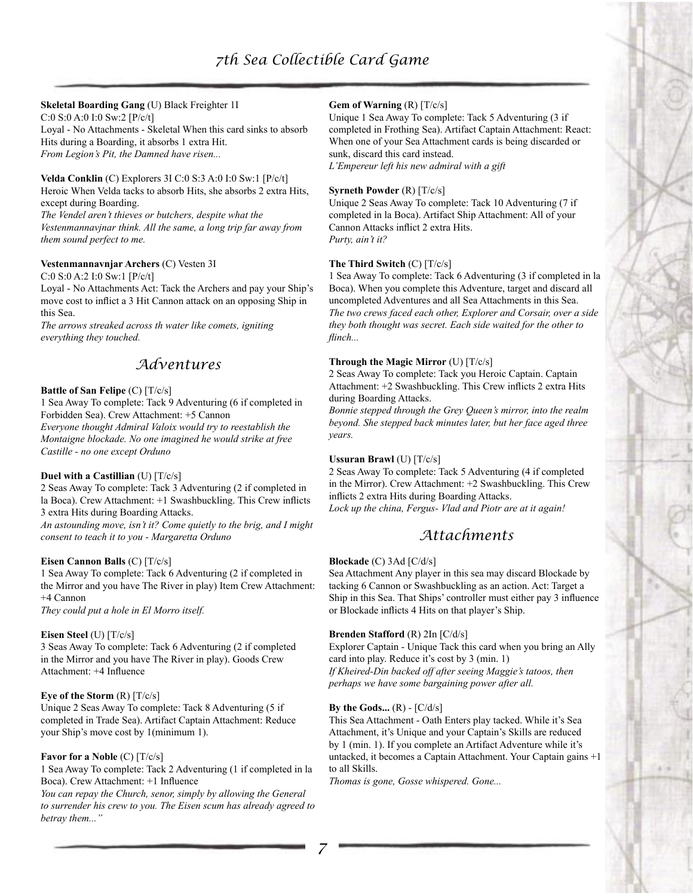**Skeletal Boarding Gang** (U) Black Freighter 1I
C:0 S:0 A:0 I:0 Sw:2 [P/c/t]
Loyal - No Attachments - Skeletal When this card sinks to absorb Hits during a Boarding, it absorbs 1 extra Hit.
*From Legion's Pit, the Damned have risen...*

**Velda Conklin** (C) Explorers 3I C:0 S:3 A:0 I:0 Sw:1 [P/c/t]
Heroic When Velda tacks to absorb Hits, she absorbs 2 extra Hits, except during Boarding.
*The Vendel aren't thieves or butchers, despite what the Vestenmannavjnar think. All the same, a long trip far away from them sound perfect to me.*

**Vestenmannavnjar Archers** (C) Vesten 3I
C:0 S:0 A:2 I:0 Sw:1 [P/c/t]
Loyal - No Attachments Act: Tack the Archers and pay your Ship's move cost to inflict a 3 Hit Cannon attack on an opposing Ship in this Sea.
*The arrows streaked across th water like comets, igniting everything they touched.*

## Adventures

**Battle of San Felipe** (C) [T/c/s]
1 Sea Away To complete: Tack 9 Adventuring (6 if completed in Forbidden Sea). Crew Attachment: +5 Cannon
*Everyone thought Admiral Valoix would try to reestablish the Montaigne blockade. No one imagined he would strike at free Castille - no one except Orduno*

**Duel with a Castillian** (U) [T/c/s]
2 Seas Away To complete: Tack 3 Adventuring (2 if completed in la Boca). Crew Attachment: +1 Swashbuckling. This Crew inflicts 3 extra Hits during Boarding Attacks.
*An astounding move, isn't it? Come quietly to the brig, and I might consent to teach it to you - Margaretta Orduno*

**Eisen Cannon Balls** (C) [T/c/s]
1 Sea Away To complete: Tack 6 Adventuring (2 if completed in the Mirror and you have The River in play) Item Crew Attachment: +4 Cannon
*They could put a hole in El Morro itself.*

**Eisen Steel** (U) [T/c/s]
3 Seas Away To complete: Tack 6 Adventuring (2 if completed in the Mirror and you have The River in play). Goods Crew Attachment: +4 Influence

**Eye of the Storm** (R) [T/c/s]
Unique 2 Seas Away To complete: Tack 8 Adventuring (5 if completed in Trade Sea). Artifact Captain Attachment: Reduce your Ship's move cost by 1(minimum 1).

**Favor for a Noble** (C) [T/c/s]
1 Sea Away To complete: Tack 2 Adventuring (1 if completed in la Boca). Crew Attachment: +1 Influence
*You can repay the Church, senor, simply by allowing the General to surrender his crew to you. The Eisen scum has already agreed to betray them..."*

**Gem of Warning** (R) [T/c/s]
Unique 1 Sea Away To complete: Tack 5 Adventuring (3 if completed in Frothing Sea). Artifact Captain Attachment: React: When one of your Sea Attachment cards is being discarded or sunk, discard this card instead.
*L'Empereur left his new admiral with a gift*

**Syrneth Powder** (R) [T/c/s]
Unique 2 Seas Away To complete: Tack 10 Adventuring (7 if completed in la Boca). Artifact Ship Attachment: All of your Cannon Attacks inflict 2 extra Hits.
*Purty, ain't it?*

**The Third Switch** (C) [T/c/s]
1 Sea Away To complete: Tack 6 Adventuring (3 if completed in la Boca). When you complete this Adventure, target and discard all uncompleted Adventures and all Sea Attachments in this Sea.
*The two crews faced each other, Explorer and Corsair, over a side they both thought was secret. Each side waited for the other to flinch...*

**Through the Magic Mirror** (U) [T/c/s]
2 Seas Away To complete: Tack you Heroic Captain. Captain Attachment: +2 Swashbuckling. This Crew inflicts 2 extra Hits during Boarding Attacks.
*Bonnie stepped through the Grey Queen's mirror, into the realm beyond. She stepped back minutes later, but her face aged three years.*

**Ussuran Brawl** (U) [T/c/s]
2 Seas Away To complete: Tack 5 Adventuring (4 if completed in the Mirror). Crew Attachment: +2 Swashbuckling. This Crew inflicts 2 extra Hits during Boarding Attacks.
*Lock up the china, Fergus- Vlad and Piotr are at it again!*

## Attachments

**Blockade** (C) 3Ad [C/d/s]
Sea Attachment Any player in this sea may discard Blockade by tacking 6 Cannon or Swashbuckling as an action. Act: Target a Ship in this Sea. That Ships' controller must either pay 3 influence or Blockade inflicts 4 Hits on that player's Ship.

**Brenden Stafford** (R) 2In [C/d/s]
Explorer Captain - Unique Tack this card when you bring an Ally card into play. Reduce it's cost by 3 (min. 1)
*If Kheired-Din backed off after seeing Maggie's tatoos, then perhaps we have some bargaining power after all.*

**By the Gods...** (R) - [C/d/s]
This Sea Attachment - Oath Enters play tacked. While it's Sea Attachment, it's Unique and your Captain's Skills are reduced by 1 (min. 1). If you complete an Artifact Adventure while it's untacked, it becomes a Captain Attachment. Your Captain gains +1 to all Skills.
*Thomas is gone, Gosse whispered. Gone...*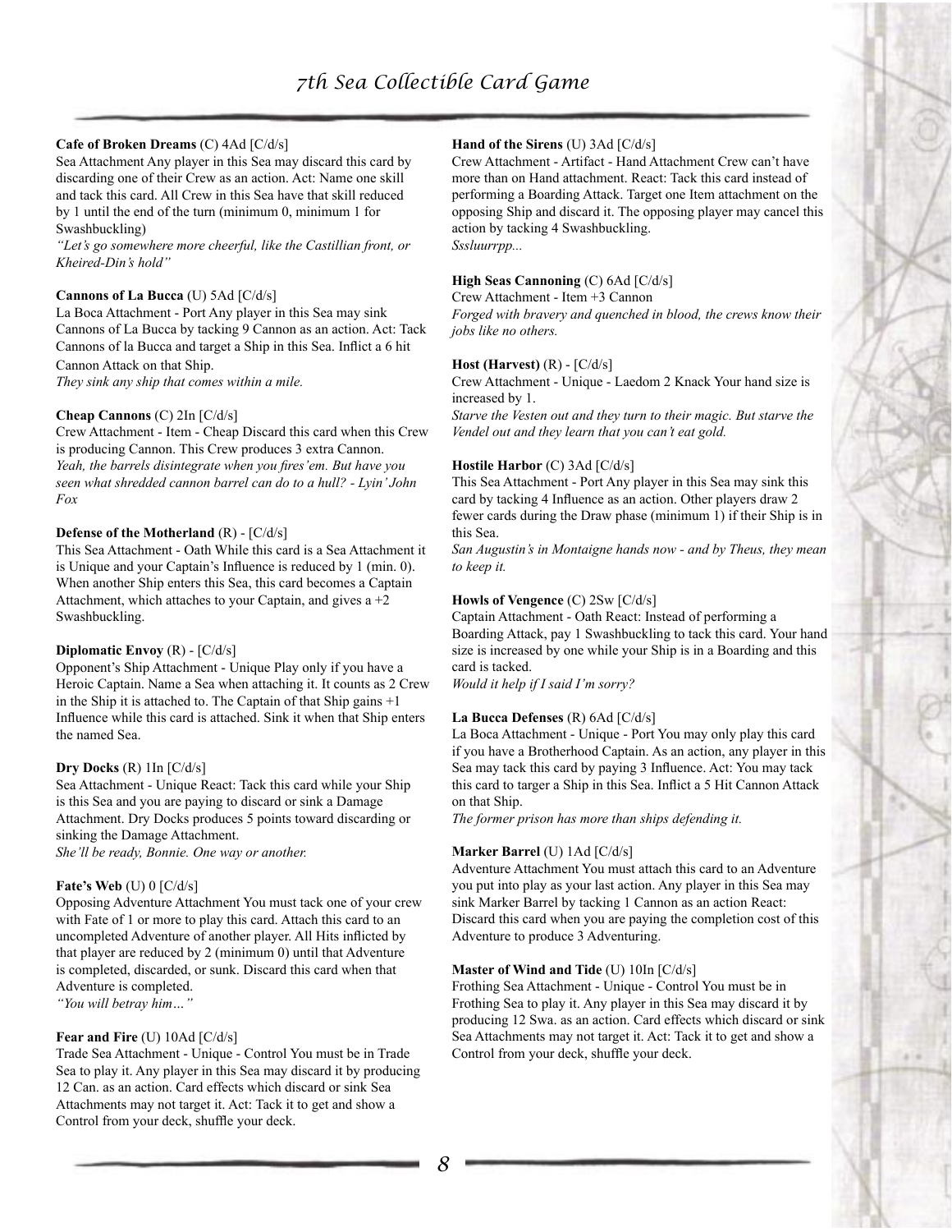**Cafe of Broken Dreams** (C) 4Ad [C/d/s]
Sea Attachment Any player in this Sea may discard this card by discarding one of their Crew as an action. Act: Name one skill and tack this card. All Crew in this Sea have that skill reduced by 1 until the end of the turn (minimum 0, minimum 1 for Swashbuckling)
*"Let's go somewhere more cheerful, like the Castillian front, or Kheired-Din's hold"*

**Cannons of La Bucca** (U) 5Ad [C/d/s]
La Boca Attachment - Port Any player in this Sea may sink Cannons of La Bucca by tacking 9 Cannon as an action. Act: Tack Cannons of la Bucca and target a Ship in this Sea. Inflict a 6 hit Cannon Attack on that Ship.
*They sink any ship that comes within a mile.*

**Cheap Cannons** (C) 2In [C/d/s]
Crew Attachment - Item - Cheap Discard this card when this Crew is producing Cannon. This Crew produces 3 extra Cannon.
*Yeah, the barrels disintegrate when you fires'em. But have you seen what shredded cannon barrel can do to a hull? - Lyin' John Fox*

**Defense of the Motherland** (R) - [C/d/s]
This Sea Attachment - Oath While this card is a Sea Attachment it is Unique and your Captain's Influence is reduced by 1 (min. 0). When another Ship enters this Sea, this card becomes a Captain Attachment, which attaches to your Captain, and gives a +2 Swashbuckling.

**Diplomatic Envoy** (R) - [C/d/s]
Opponent's Ship Attachment - Unique Play only if you have a Heroic Captain. Name a Sea when attaching it. It counts as 2 Crew in the Ship it is attached to. The Captain of that Ship gains +1 Influence while this card is attached. Sink it when that Ship enters the named Sea.

**Dry Docks** (R) 1In [C/d/s]
Sea Attachment - Unique React: Tack this card while your Ship is this Sea and you are paying to discard or sink a Damage Attachment. Dry Docks produces 5 points toward discarding or sinking the Damage Attachment.
*She'll be ready, Bonnie. One way or another.*

**Fate's Web** (U) 0 [C/d/s]
Opposing Adventure Attachment You must tack one of your crew with Fate of 1 or more to play this card. Attach this card to an uncompleted Adventure of another player. All Hits inflicted by that player are reduced by 2 (minimum 0) until that Adventure is completed, discarded, or sunk. Discard this card when that Adventure is completed.
*"You will betray him…"*

**Fear and Fire** (U) 10Ad [C/d/s]
Trade Sea Attachment - Unique - Control You must be in Trade Sea to play it. Any player in this Sea may discard it by producing 12 Can. as an action. Card effects which discard or sink Sea Attachments may not target it. Act: Tack it to get and show a Control from your deck, shuffle your deck.

**Hand of the Sirens** (U) 3Ad [C/d/s]
Crew Attachment - Artifact - Hand Attachment Crew can't have more than on Hand attachment. React: Tack this card instead of performing a Boarding Attack. Target one Item attachment on the opposing Ship and discard it. The opposing player may cancel this action by tacking 4 Swashbuckling.
*Sssluurrpp...*

**High Seas Cannoning** (C) 6Ad [C/d/s]
Crew Attachment - Item +3 Cannon
*Forged with bravery and quenched in blood, the crews know their jobs like no others.*

**Host (Harvest)** (R) - [C/d/s]
Crew Attachment - Unique - Laedom 2 Knack Your hand size is increased by 1.
*Starve the Vesten out and they turn to their magic. But starve the Vendel out and they learn that you can't eat gold.*

**Hostile Harbor** (C) 3Ad [C/d/s]
This Sea Attachment - Port Any player in this Sea may sink this card by tacking 4 Influence as an action. Other players draw 2 fewer cards during the Draw phase (minimum 1) if their Ship is in this Sea.
*San Augustin's in Montaigne hands now - and by Theus, they mean to keep it.*

**Howls of Vengence** (C) 2Sw [C/d/s]
Captain Attachment - Oath React: Instead of performing a Boarding Attack, pay 1 Swashbuckling to tack this card. Your hand size is increased by one while your Ship is in a Boarding and this card is tacked.
*Would it help if I said I'm sorry?*

**La Bucca Defenses** (R) 6Ad [C/d/s]
La Boca Attachment - Unique - Port You may only play this card if you have a Brotherhood Captain. As an action, any player in this Sea may tack this card by paying 3 Influence. Act: You may tack this card to targer a Ship in this Sea. Inflict a 5 Hit Cannon Attack on that Ship.
*The former prison has more than ships defending it.*

**Marker Barrel** (U) 1Ad [C/d/s]
Adventure Attachment You must attach this card to an Adventure you put into play as your last action. Any player in this Sea may sink Marker Barrel by tackling 1 Cannon as an action React: Discard this card when you are paying the completion cost of this Adventure to produce 3 Adventuring.

**Master of Wind and Tide** (U) 10In [C/d/s]
Frothing Sea Attachment - Unique - Control You must be in Frothing Sea to play it. Any player in this Sea may discard it by producing 12 Swa. as an action. Card effects which discard or sink Sea Attachments may not target it. Act: Tack it to get and show a Control from your deck, shuffle your deck.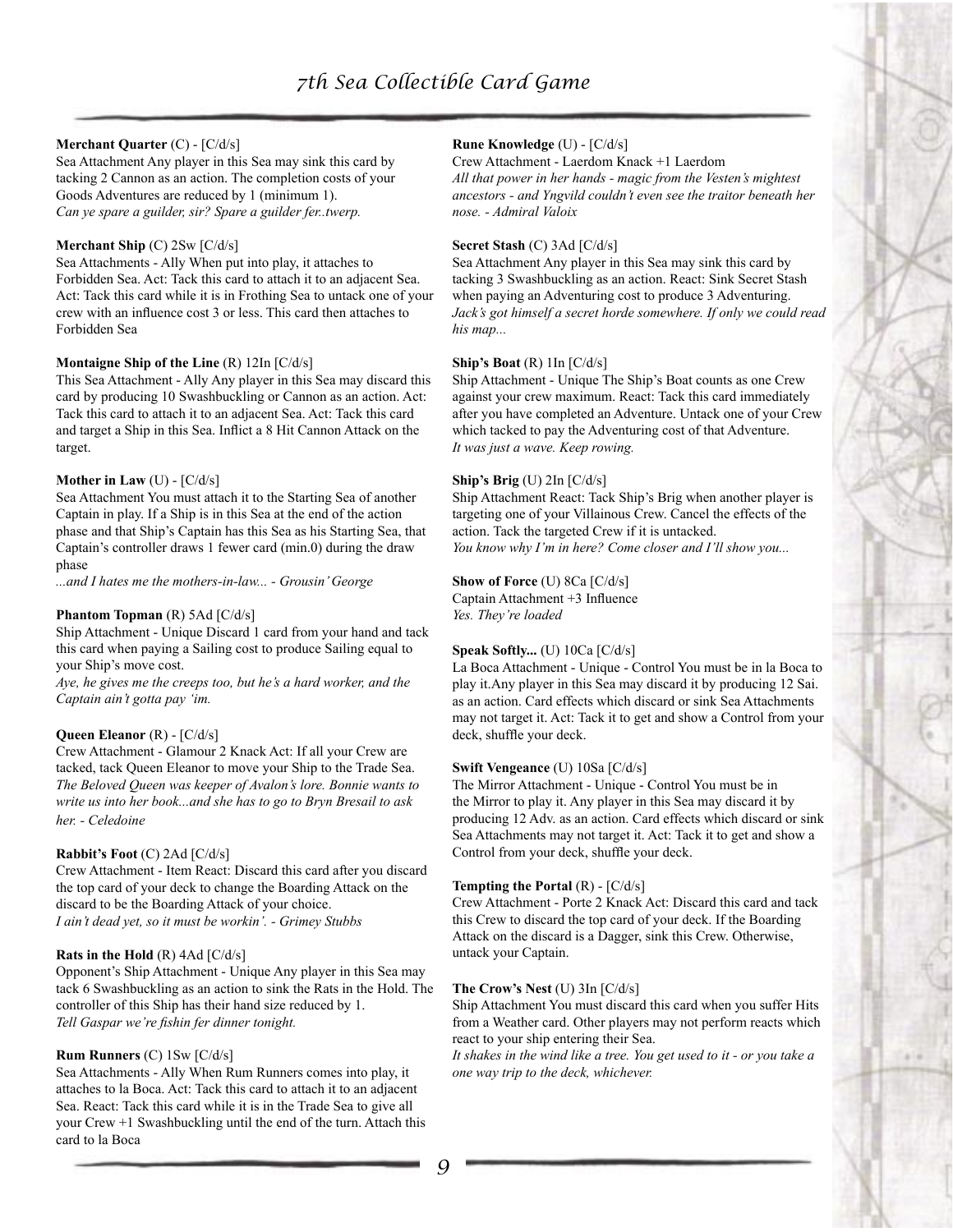**Merchant Quarter** (C) - [C/d/s]
Sea Attachment Any player in this Sea may sink this card by tacking 2 Cannon as an action. The completion costs of your Goods Adventures are reduced by 1 (minimum 1).
*Can ye spare a guilder, sir? Spare a guilder fer..twerp.*

**Merchant Ship** (C) 2Sw [C/d/s]
Sea Attachments - Ally When put into play, it attaches to Forbidden Sea. Act: Tack this card to attach it to an adjacent Sea. Act: Tack this card while it is in Frothing Sea to untack one of your crew with an influence cost 3 or less. This card then attaches to Forbidden Sea

**Montaigne Ship of the Line** (R) 12In [C/d/s]
This Sea Attachment - Ally Any player in this Sea may discard this card by producing 10 Swashbuckling or Cannon as an action. Act: Tack this card to attach it to an adjacent Sea. Act: Tack this card and target a Ship in this Sea. Inflict a 8 Hit Cannon Attack on the target.

**Mother in Law** (U) - [C/d/s]
Sea Attachment You must attach it to the Starting Sea of another Captain in play. If a Ship is in this Sea at the end of the action phase and that Ship's Captain has this Sea as his Starting Sea, that Captain's controller draws 1 fewer card (min.0) during the draw phase
*...and I hates me the mothers-in-law... - Grousin' George*

**Phantom Topman** (R) 5Ad [C/d/s]
Ship Attachment - Unique Discard 1 card from your hand and tack this card when paying a Sailing cost to produce Sailing equal to your Ship's move cost.
*Aye, he gives me the creeps too, but he's a hard worker, and the Captain ain't gotta pay 'im.*

**Queen Eleanor** (R) - [C/d/s]
Crew Attachment - Glamour 2 Knack Act: If all your Crew are tacked, tack Queen Eleanor to move your Ship to the Trade Sea.
*The Beloved Queen was keeper of Avalon's lore. Bonnie wants to write us into her book...and she has to go to Bryn Bresail to ask her. - Celedoine*

**Rabbit's Foot** (C) 2Ad [C/d/s]
Crew Attachment - Item React: Discard this card after you discard the top card of your deck to change the Boarding Attack on the discard to be the Boarding Attack of your choice.
*I ain't dead yet, so it must be workin'. - Grimey Stubbs*

**Rats in the Hold** (R) 4Ad [C/d/s]
Opponent's Ship Attachment - Unique Any player in this Sea may tack 6 Swashbuckling as an action to sink the Rats in the Hold. The controller of this Ship has their hand size reduced by 1.
*Tell Gaspar we're fishin fer dinner tonight.*

**Rum Runners** (C) 1Sw [C/d/s]
Sea Attachments - Ally When Rum Runners comes into play, it attaches to la Boca. Act: Tack this card to attach it to an adjacent Sea. React: Tack this card while it is in the Trade Sea to give all your Crew +1 Swashbuckling until the end of the turn. Attach this card to la Boca

**Rune Knowledge** (U) - [C/d/s]
Crew Attachment - Laerdom Knack +1 Laerdom
*All that power in her hands - magic from the Vesten's mightest ancestors - and Yngvild couldn't even see the traitor beneath her nose. - Admiral Valoix*

**Secret Stash** (C) 3Ad [C/d/s]
Sea Attachment Any player in this Sea may sink this card by tacking 3 Swashbuckling as an action. React: Sink Secret Stash when paying an Adventuring cost to produce 3 Adventuring.
*Jack's got himself a secret horde somewhere. If only we could read his map...*

**Ship's Boat** (R) 1In [C/d/s]
Ship Attachment - Unique The Ship's Boat counts as one Crew against your crew maximum. React: Tack this card immediately after you have completed an Adventure. Untack one of your Crew which tacked to pay the Adventuring cost of that Adventure.
*It was just a wave. Keep rowing.*

**Ship's Brig** (U) 2In [C/d/s]
Ship Attachment React: Tack Ship's Brig when another player is targeting one of your Villainous Crew. Cancel the effects of the action. Tack the targeted Crew if it is untacked.
*You know why I'm in here? Come closer and I'll show you...*

**Show of Force** (U) 8Ca [C/d/s]
Captain Attachment +3 Influence
*Yes. They're loaded*

**Speak Softly...** (U) 10Ca [C/d/s]
La Boca Attachment - Unique - Control You must be in la Boca to play it.Any player in this Sea may discard it by producing 12 Sai. as an action. Card effects which discard or sink Sea Attachments may not target it. Act: Tack it to get and show a Control from your deck, shuffle your deck.

**Swift Vengeance** (U) 10Sa [C/d/s]
The Mirror Attachment - Unique - Control You must be in the Mirror to play it. Any player in this Sea may discard it by producing 12 Adv. as an action. Card effects which discard or sink Sea Attachments may not target it. Act: Tack it to get and show a Control from your deck, shuffle your deck.

**Tempting the Portal** (R) - [C/d/s]
Crew Attachment - Porte 2 Knack Act: Discard this card and tack this Crew to discard the top card of your deck. If the Boarding Attack on the discard is a Dagger, sink this Crew. Otherwise, untack your Captain.

**The Crow's Nest** (U) 3In [C/d/s]
Ship Attachment You must discard this card when you suffer Hits from a Weather card. Other players may not perform reacts which react to your ship entering their Sea.
*It shakes in the wind like a tree. You get used to it - or you take a one way trip to the deck, whichever.*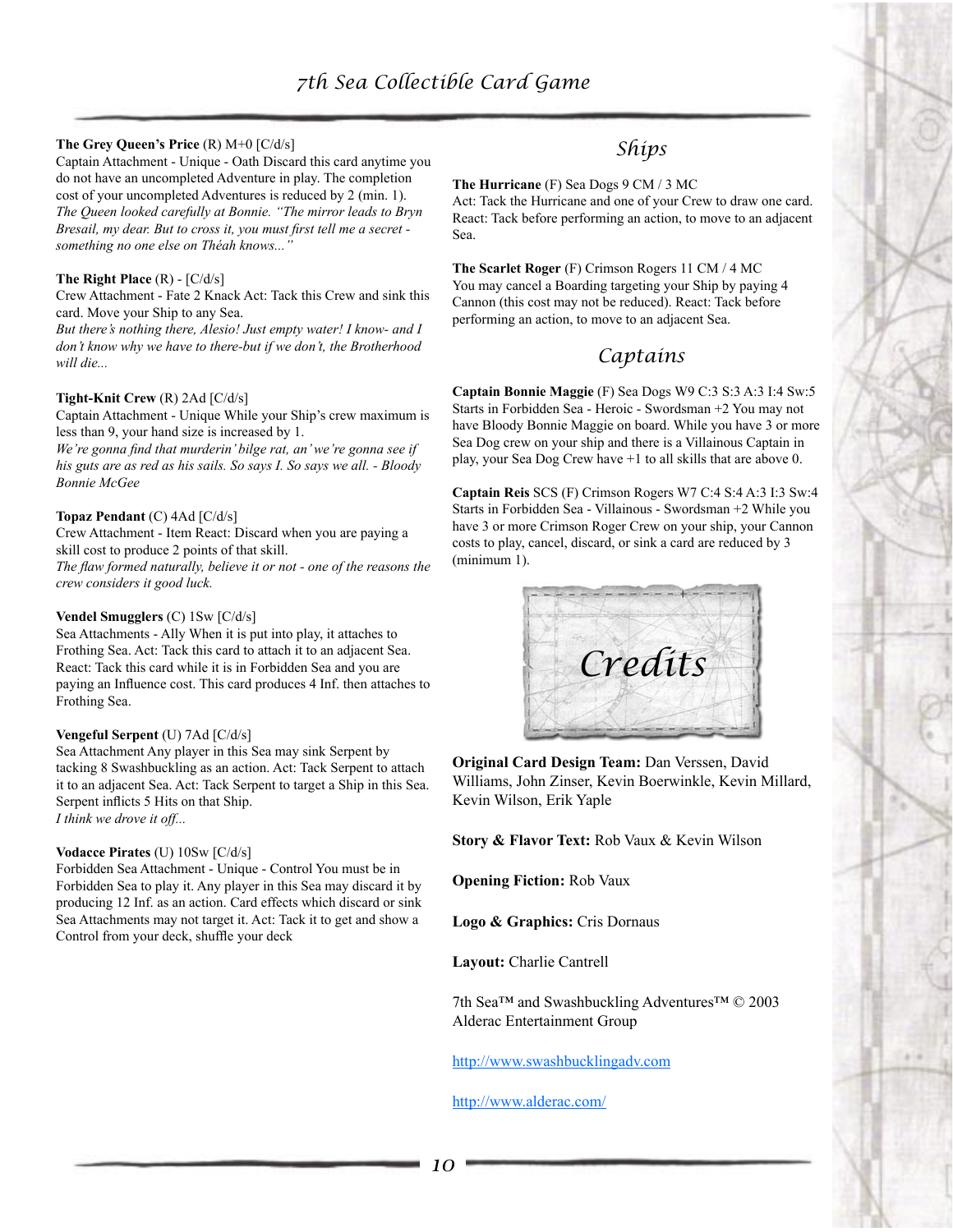**The Grey Queen's Price** (R) M+0 [C/d/s]
Captain Attachment - Unique - Oath Discard this card anytime you do not have an uncompleted Adventure in play. The completion cost of your uncompleted Adventures is reduced by 2 (min. 1).
*The Queen looked carefully at Bonnie. "The mirror leads to Bryn Bresail, my dear. But to cross it, you must first tell me a secret - something no one else on Théah knows..."*

**The Right Place** (R) - [C/d/s]
Crew Attachment - Fate 2 Knack Act: Tack this Crew and sink this card. Move your Ship to any Sea.
*But there's nothing there, Alesio! Just empty water! I know- and I don't know why we have to there-but if we don't, the Brotherhood will die...*

**Tight-Knit Crew** (R) 2Ad [C/d/s]
Captain Attachment - Unique While your Ship's crew maximum is less than 9, your hand size is increased by 1.
*We're gonna find that murderin' bilge rat, an' we're gonna see if his guts are as red as his sails. So says I. So says we all. - Bloody Bonnie McGee*

**Topaz Pendant** (C) 4Ad [C/d/s]
Crew Attachment - Item React: Discard when you are paying a skill cost to produce 2 points of that skill.
*The flaw formed naturally, believe it or not - one of the reasons the crew considers it good luck.*

**Vendel Smugglers** (C) 1Sw [C/d/s]
Sea Attachments - Ally When it is put into play, it attaches to Frothing Sea. Act: Tack this card to attach it to an adjacent Sea. React: Tack this card while it is in Forbidden Sea and you are paying an Influence cost. This card produces 4 Inf. then attaches to Frothing Sea.

**Vengeful Serpent** (U) 7Ad [C/d/s]
Sea Attachment Any player in this Sea may sink Serpent by tacking 8 Swashbuckling as an action. Act: Tack Serpent to attach it to an adjacent Sea. Act: Tack Serpent to target a Ship in this Sea. Serpent inflicts 5 Hits on that Ship.
*I think we drove it off...*

**Vodacce Pirates** (U) 10Sw [C/d/s]
Forbidden Sea Attachment - Unique - Control You must be in Forbidden Sea to play it. Any player in this Sea may discard it by producing 12 Inf. as an action. Card effects which discard or sink Sea Attachments may not target it. Act: Tack it to get and show a Control from your deck, shuffle your deck

## Ships

**The Hurricane** (F) Sea Dogs 9 CM / 3 MC
Act: Tack the Hurricane and one of your Crew to draw one card. React: Tack before performing an action, to move to an adjacent Sea.

**The Scarlet Roger** (F) Crimson Rogers 11 CM / 4 MC
You may cancel a Boarding targeting your Ship by paying 4 Cannon (this cost may not be reduced). React: Tack before performing an action, to move to an adjacent Sea.

## Captains

**Captain Bonnie Maggie** (F) Sea Dogs W9 C:3 S:3 A:3 I:4 Sw:5
Starts in Forbidden Sea - Heroic - Swordsman +2 You may not have Bloody Bonnie Maggie on board. While you have 3 or more Sea Dog crew on your ship and there is a Villainous Captain in play, your Sea Dog Crew have +1 to all skills that are above 0.

**Captain Reis** SCS (F) Crimson Rogers W7 C:4 S:4 A:3 I:3 Sw:4
Starts in Forbidden Sea - Villainous - Swordsman +2 While you have 3 or more Crimson Roger Crew on your ship, your Cannon costs to play, cancel, discard, or sink a card are reduced by 3 (minimum 1).

## Credits

**Original Card Design Team:** Dan Verssen, David Williams, John Zinser, Kevin Boerwinkle, Kevin Millard, Kevin Wilson, Erik Yaple

**Story & Flavor Text:** Rob Vaux & Kevin Wilson

**Opening Fiction:** Rob Vaux

**Logo & Graphics:** Cris Dornaus

**Layout:** Charlie Cantrell

7th Sea™ and Swashbuckling Adventures™ © 2003 Alderac Entertainment Group

http://www.swashbucklingadv.com

http://www.alderac.com/